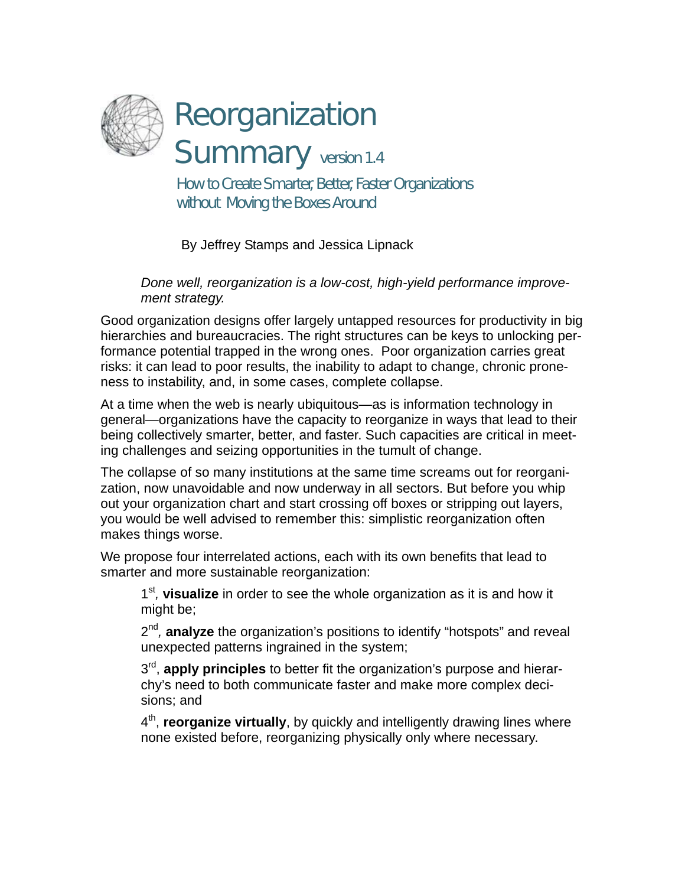# Reorganization Summary version 1.4

## How to Create Smarter, Better, Faster Organizations without Moving the Boxes Around

By Jeffrey Stamps and Jessica Lipnack

*Done well, reorganization is a low-cost, high-yield performance improvement strategy.*

Good organization designs offer largely untapped resources for productivity in big hierarchies and bureaucracies. The right structures can be keys to unlocking performance potential trapped in the wrong ones. Poor organization carries great risks: it can lead to poor results, the inability to adapt to change, chronic proneness to instability, and, in some cases, complete collapse.

At a time when the web is nearly ubiquitous—as is information technology in general—organizations have the capacity to reorganize in ways that lead to their being collectively smarter, better, and faster. Such capacities are critical in meeting challenges and seizing opportunities in the tumult of change.

The collapse of so many institutions at the same time screams out for reorganization, now unavoidable and now underway in all sectors. But before you whip out your organization chart and start crossing off boxes or stripping out layers, you would be well advised to remember this: simplistic reorganization often makes things worse.

We propose four interrelated actions, each with its own benefits that lead to smarter and more sustainable reorganization:

1st, **visualize** in order to see the whole organization as it is and how it might be;

2nd, **analyze** the organization's positions to identify "hotspots" and reveal unexpected patterns ingrained in the system;

3rd, **apply principles** to better fit the organization's purpose and hierarchy's need to both communicate faster and make more complex decisions; and

4th, **reorganize virtually**, by quickly and intelligently drawing lines where none existed before, reorganizing physically only where necessary.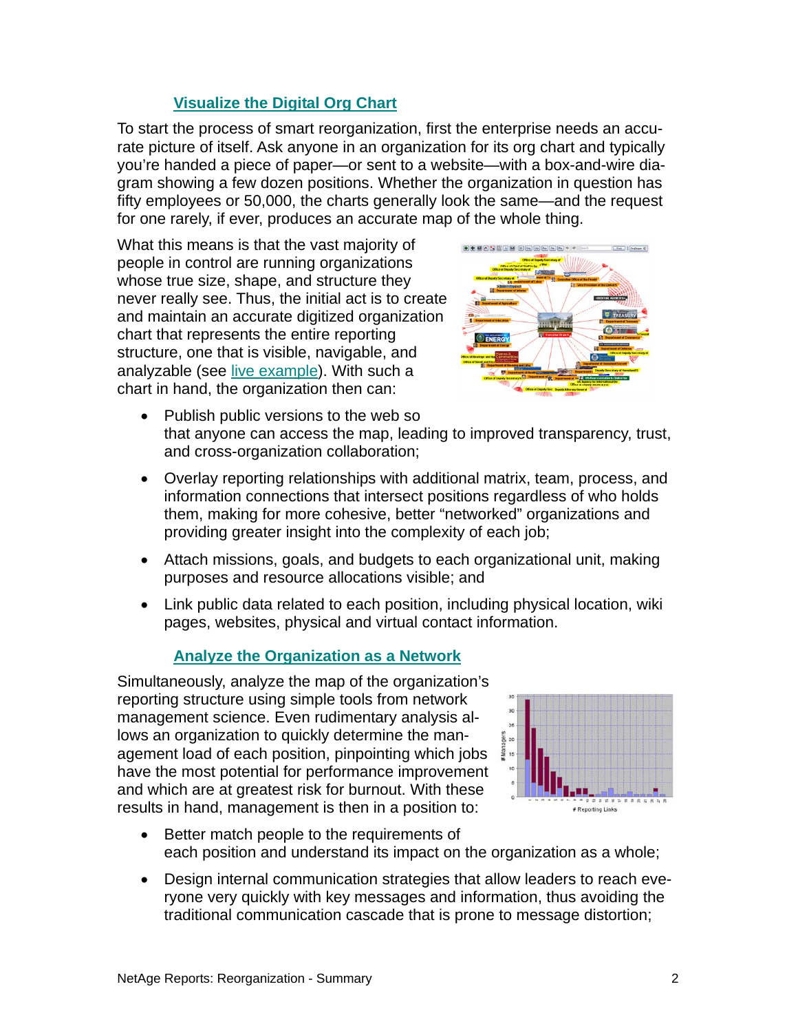## [Visualize the Digital Org Chart]

To start the process of smart reorganization, first the enterprise needs an accurate picture of itself. Ask anyone in an organization for its org chart and typically you're handed a piece of paper—or sent to a website—with a box-and-wire diagram showing a few dozen positions. Whether the organization in question has fifty employees or 50,000, the charts generally look the same—and the request for one rarely, if ever, produces an accurate map of the whole thing.

What this means is that the vast majority of people in control are running organizations whose true size, shape, and structure they never really see. Thus, the initial act is to create and maintain an accurate digitized organization chart that represents the entire reporting structure, one that is visible, navigable, and analyzable (see [live example]). With such a chart in hand, the organization then can:

- Publish public versions to the web so that anyone can access the map, leading to improved transparency, trust, and cross-organization collaboration;
- Overlay reporting relationships with additional matrix, team, process, and information connections that intersect positions regardless of who holds them, making for more cohesive, better "networked" organizations and providing greater insight into the complexity of each job;
- Attach missions, goals, and budgets to each organizational unit, making purposes and resource allocations visible; and
- Link public data related to each position, including physical location, wiki pages, websites, physical and virtual contact information.

## [Analyze the Organization as a Network]

Simultaneously, analyze the map of the organization's reporting structure using simple tools from network management science. Even rudimentary analysis allows an organization to quickly determine the management load of each position, pinpointing which jobs have the most potential for performance improvement and which are at greatest risk for burnout. With these results in hand, management is then in a position to:

- Better match people to the requirements of each position and understand its impact on the organization as a whole;
- Design internal communication strategies that allow leaders to reach everyone very quickly with key messages and information, thus avoiding the traditional communication cascade that is prone to message distortion;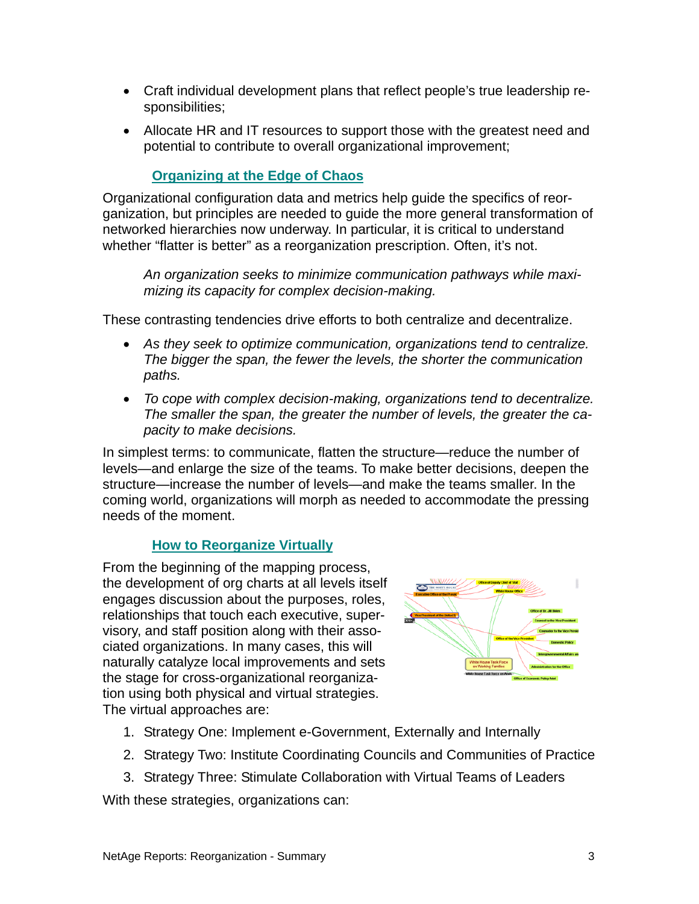- Craft individual development plans that reflect people's true leadership responsibilities;
- Allocate HR and IT resources to support those with the greatest need and potential to contribute to overall organizational improvement;

### Organizing at the Edge of Chaos

Organizational configuration data and metrics help guide the specifics of reorganization, but principles are needed to guide the more general transformation of networked hierarchies now underway. In particular, it is critical to understand whether "flatter is better" as a reorganization prescription. Often, it's not.

> *An organization seeks to minimize communication pathways while maximizing its capacity for complex decision-making.*

These contrasting tendencies drive efforts to both centralize and decentralize.

- *As they seek to optimize communication, organizations tend to centralize. The bigger the span, the fewer the levels, the shorter the communication paths.*
- *To cope with complex decision-making, organizations tend to decentralize. The smaller the span, the greater the number of levels, the greater the capacity to make decisions.*

In simplest terms: to communicate, flatten the structure—reduce the number of levels—and enlarge the size of the teams. To make better decisions, deepen the structure—increase the number of levels—and make the teams smaller. In the coming world, organizations will morph as needed to accommodate the pressing needs of the moment.

### How to Reorganize Virtually

From the beginning of the mapping process, the development of org charts at all levels itself engages discussion about the purposes, roles, relationships that touch each executive, supervisory, and staff position along with their associated organizations. In many cases, this will naturally catalyze local improvements and sets the stage for cross-organizational reorganization using both physical and virtual strategies. The virtual approaches are:

1. Strategy One: Implement e-Government, Externally and Internally
2. Strategy Two: Institute Coordinating Councils and Communities of Practice
3. Strategy Three: Stimulate Collaboration with Virtual Teams of Leaders

With these strategies, organizations can: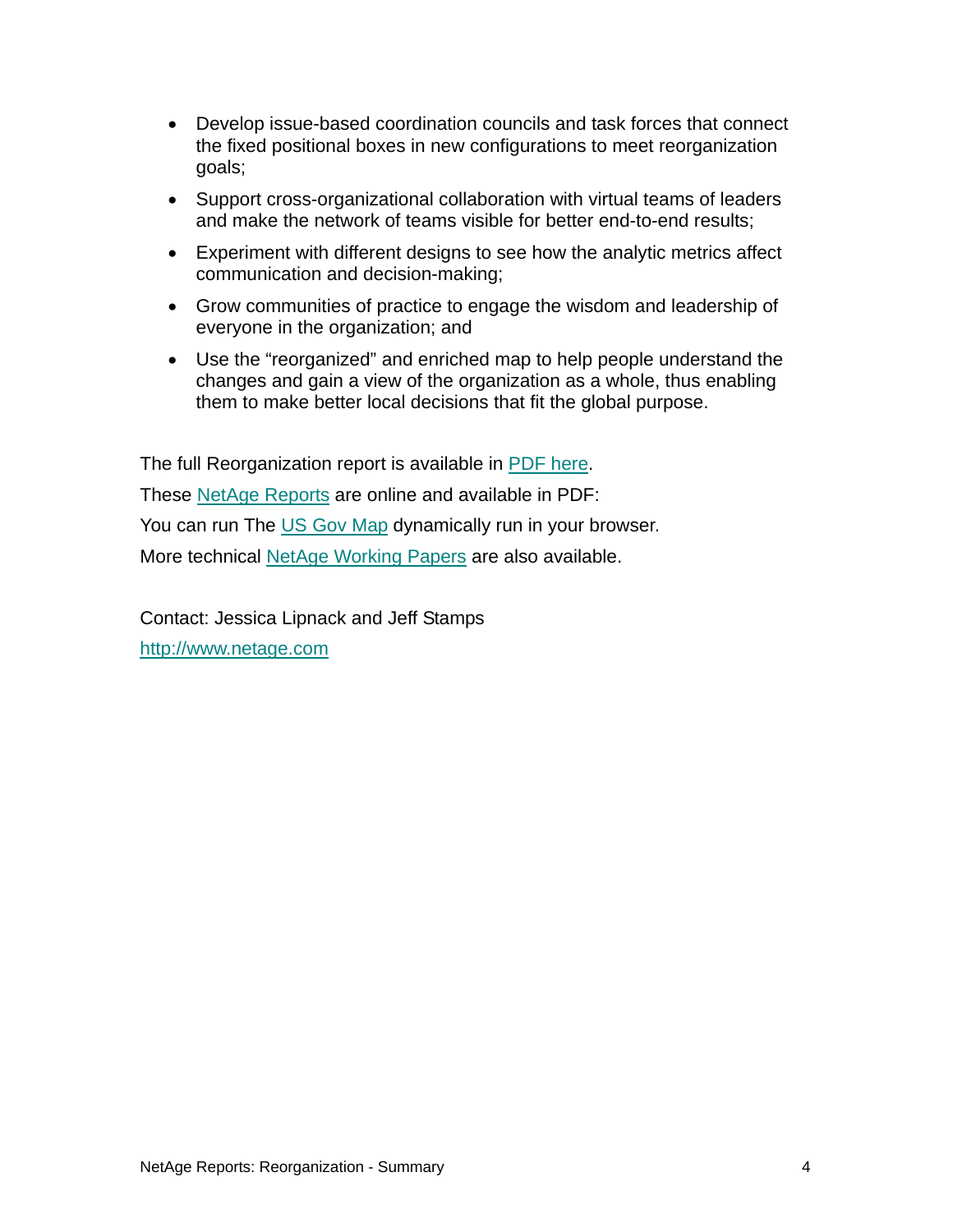- Develop issue-based coordination councils and task forces that connect the fixed positional boxes in new configurations to meet reorganization goals;
- Support cross-organizational collaboration with virtual teams of leaders and make the network of teams visible for better end-to-end results;
- Experiment with different designs to see how the analytic metrics affect communication and decision-making;
- Grow communities of practice to engage the wisdom and leadership of everyone in the organization; and
- Use the "reorganized" and enriched map to help people understand the changes and gain a view of the organization as a whole, thus enabling them to make better local decisions that fit the global purpose.

The full Reorganization report is available in PDF here.

These NetAge Reports are online and available in PDF:

You can run The US Gov Map dynamically run in your browser.

More technical NetAge Working Papers are also available.

Contact: Jessica Lipnack and Jeff Stamps

http://www.netage.com